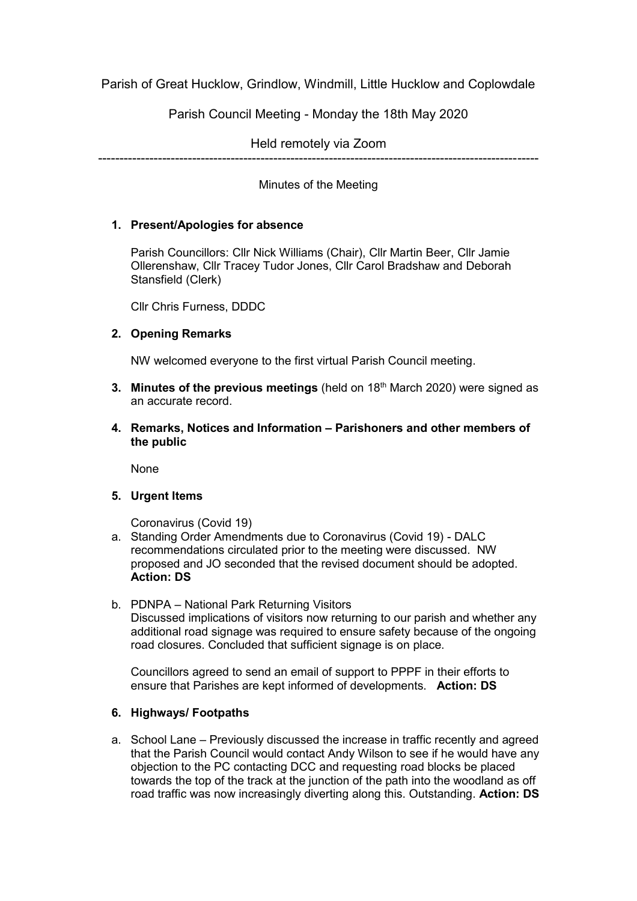Parish of Great Hucklow, Grindlow, Windmill, Little Hucklow and Coplowdale

Parish Council Meeting - Monday the 18th May 2020

Held remotely via Zoom

---

Minutes of the Meeting

1. **Present/Apologies for absence**

   Parish Councillors: Cllr Nick Williams (Chair), Cllr Martin Beer, Cllr Jamie Ollerenshaw, Cllr Tracey Tudor Jones, Cllr Carol Bradshaw and Deborah Stansfield (Clerk)

   Cllr Chris Furness, DDDC

2. **Opening Remarks**

   NW welcomed everyone to the first virtual Parish Council meeting.

3. **Minutes of the previous meetings** (held on 18th March 2020) were signed as an accurate record.

4. **Remarks, Notices and Information – Parishoners and other members of the public**

   None

5. **Urgent Items**

   Coronavirus (Covid 19)

   a. Standing Order Amendments due to Coronavirus (Covid 19) - DALC recommendations circulated prior to the meeting were discussed. NW proposed and JO seconded that the revised document should be adopted. **Action: DS**

   b. PDNPA – National Park Returning Visitors
   Discussed implications of visitors now returning to our parish and whether any additional road signage was required to ensure safety because of the ongoing road closures. Concluded that sufficient signage is on place.

   Councillors agreed to send an email of support to PPPF in their efforts to ensure that Parishes are kept informed of developments. **Action: DS**

6. **Highways/ Footpaths**

   a. School Lane – Previously discussed the increase in traffic recently and agreed that the Parish Council would contact Andy Wilson to see if he would have any objection to the PC contacting DCC and requesting road blocks be placed towards the top of the track at the junction of the path into the woodland as off road traffic was now increasingly diverting along this. Outstanding. **Action: DS**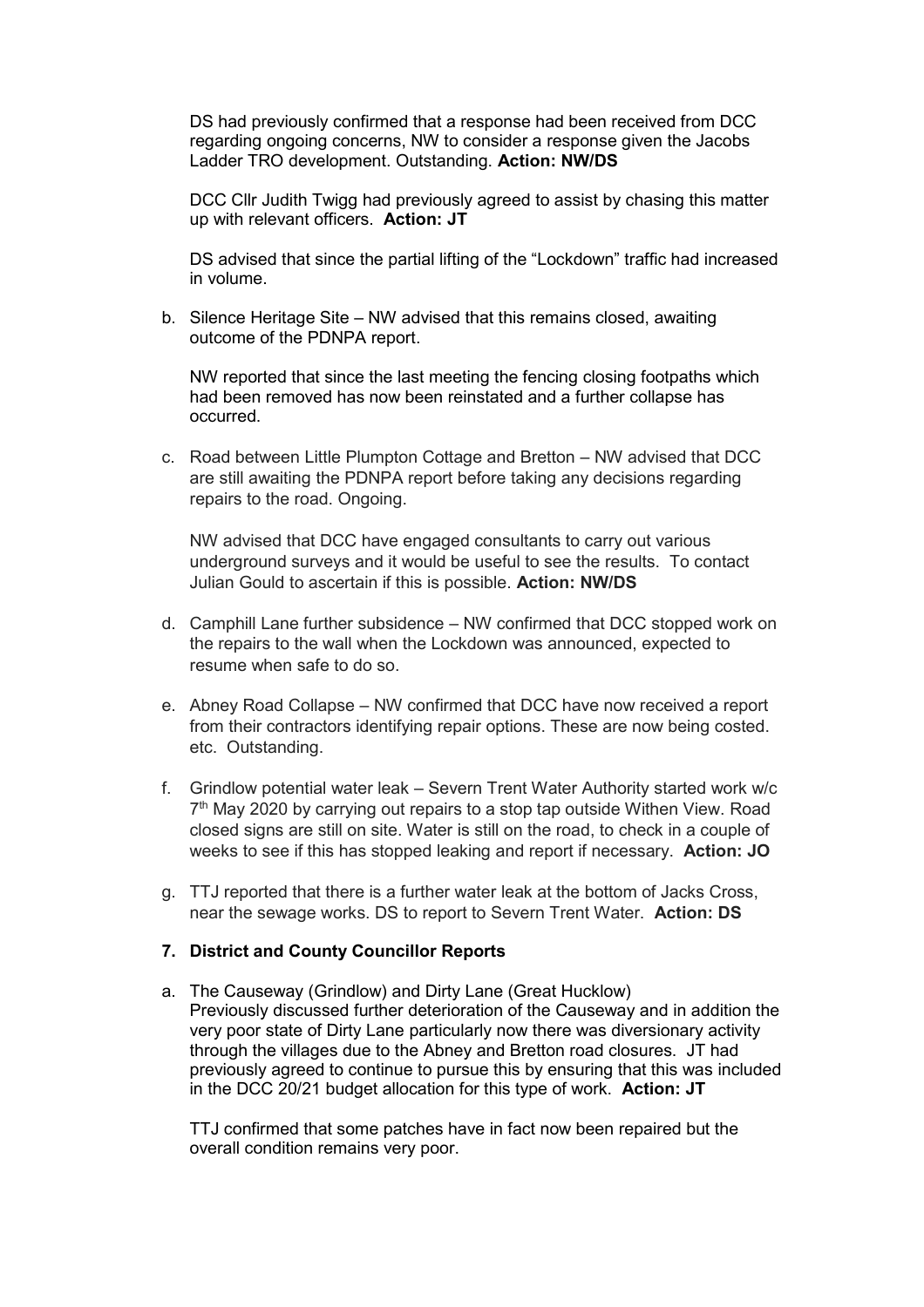DS had previously confirmed that a response had been received from DCC regarding ongoing concerns, NW to consider a response given the Jacobs Ladder TRO development. Outstanding. **Action: NW/DS**

DCC Cllr Judith Twigg had previously agreed to assist by chasing this matter up with relevant officers. **Action: JT**

DS advised that since the partial lifting of the "Lockdown" traffic had increased in volume.

b. Silence Heritage Site – NW advised that this remains closed, awaiting outcome of the PDNPA report.

   NW reported that since the last meeting the fencing closing footpaths which had been removed has now been reinstated and a further collapse has occurred.

c. Road between Little Plumpton Cottage and Bretton – NW advised that DCC are still awaiting the PDNPA report before taking any decisions regarding repairs to the road. Ongoing.

   NW advised that DCC have engaged consultants to carry out various underground surveys and it would be useful to see the results. To contact Julian Gould to ascertain if this is possible. **Action: NW/DS**

d. Camphill Lane further subsidence – NW confirmed that DCC stopped work on the repairs to the wall when the Lockdown was announced, expected to resume when safe to do so.

e. Abney Road Collapse – NW confirmed that DCC have now received a report from their contractors identifying repair options. These are now being costed. etc. Outstanding.

f. Grindlow potential water leak – Severn Trent Water Authority started work w/c 7th May 2020 by carrying out repairs to a stop tap outside Withen View. Road closed signs are still on site. Water is still on the road, to check in a couple of weeks to see if this has stopped leaking and report if necessary. **Action: JO**

g. TTJ reported that there is a further water leak at the bottom of Jacks Cross, near the sewage works. DS to report to Severn Trent Water. **Action: DS**

## 7. District and County Councillor Reports

a. The Causeway (Grindlow) and Dirty Lane (Great Hucklow)
   Previously discussed further deterioration of the Causeway and in addition the very poor state of Dirty Lane particularly now there was diversionary activity through the villages due to the Abney and Bretton road closures. JT had previously agreed to continue to pursue this by ensuring that this was included in the DCC 20/21 budget allocation for this type of work. **Action: JT**

   TTJ confirmed that some patches have in fact now been repaired but the overall condition remains very poor.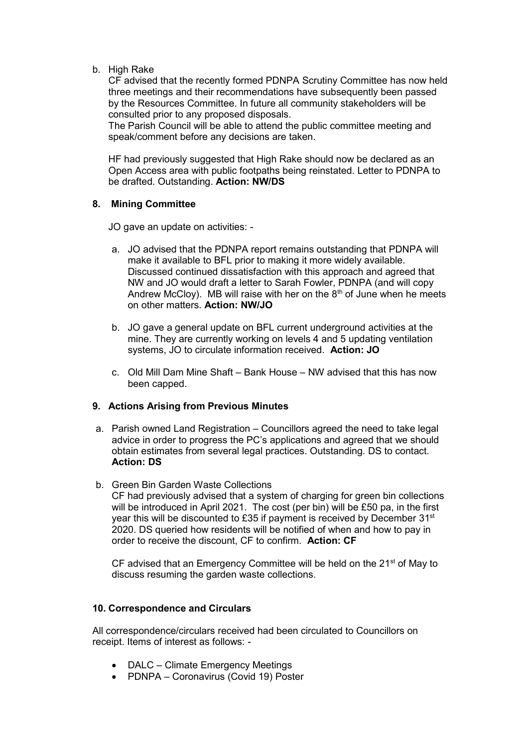b. High Rake

   CF advised that the recently formed PDNPA Scrutiny Committee has now held three meetings and their recommendations have subsequently been passed by the Resources Committee. In future all community stakeholders will be consulted prior to any proposed disposals.
   The Parish Council will be able to attend the public committee meeting and speak/comment before any decisions are taken.

   HF had previously suggested that High Rake should now be declared as an Open Access area with public footpaths being reinstated. Letter to PDNPA to be drafted. Outstanding. **Action: NW/DS**

### 8. Mining Committee

JO gave an update on activities: -

a. JO advised that the PDNPA report remains outstanding that PDNPA will make it available to BFL prior to making it more widely available. Discussed continued dissatisfaction with this approach and agreed that NW and JO would draft a letter to Sarah Fowler, PDNPA (and will copy Andrew McCloy). MB will raise with her on the 8th of June when he meets on other matters. **Action: NW/JO**

b. JO gave a general update on BFL current underground activities at the mine. They are currently working on levels 4 and 5 updating ventilation systems, JO to circulate information received. **Action: JO**

c. Old Mill Dam Mine Shaft – Bank House – NW advised that this has now been capped.

### 9. Actions Arising from Previous Minutes

a. Parish owned Land Registration – Councillors agreed the need to take legal advice in order to progress the PC's applications and agreed that we should obtain estimates from several legal practices. Outstanding. DS to contact. **Action: DS**

b. Green Bin Garden Waste Collections
   CF had previously advised that a system of charging for green bin collections will be introduced in April 2021. The cost (per bin) will be £50 pa, in the first year this will be discounted to £35 if payment is received by December 31st 2020. DS queried how residents will be notified of when and how to pay in order to receive the discount, CF to confirm. **Action: CF**

   CF advised that an Emergency Committee will be held on the 21st of May to discuss resuming the garden waste collections.

### 10. Correspondence and Circulars

All correspondence/circulars received had been circulated to Councillors on receipt. Items of interest as follows: -

- DALC – Climate Emergency Meetings
- PDNPA – Coronavirus (Covid 19) Poster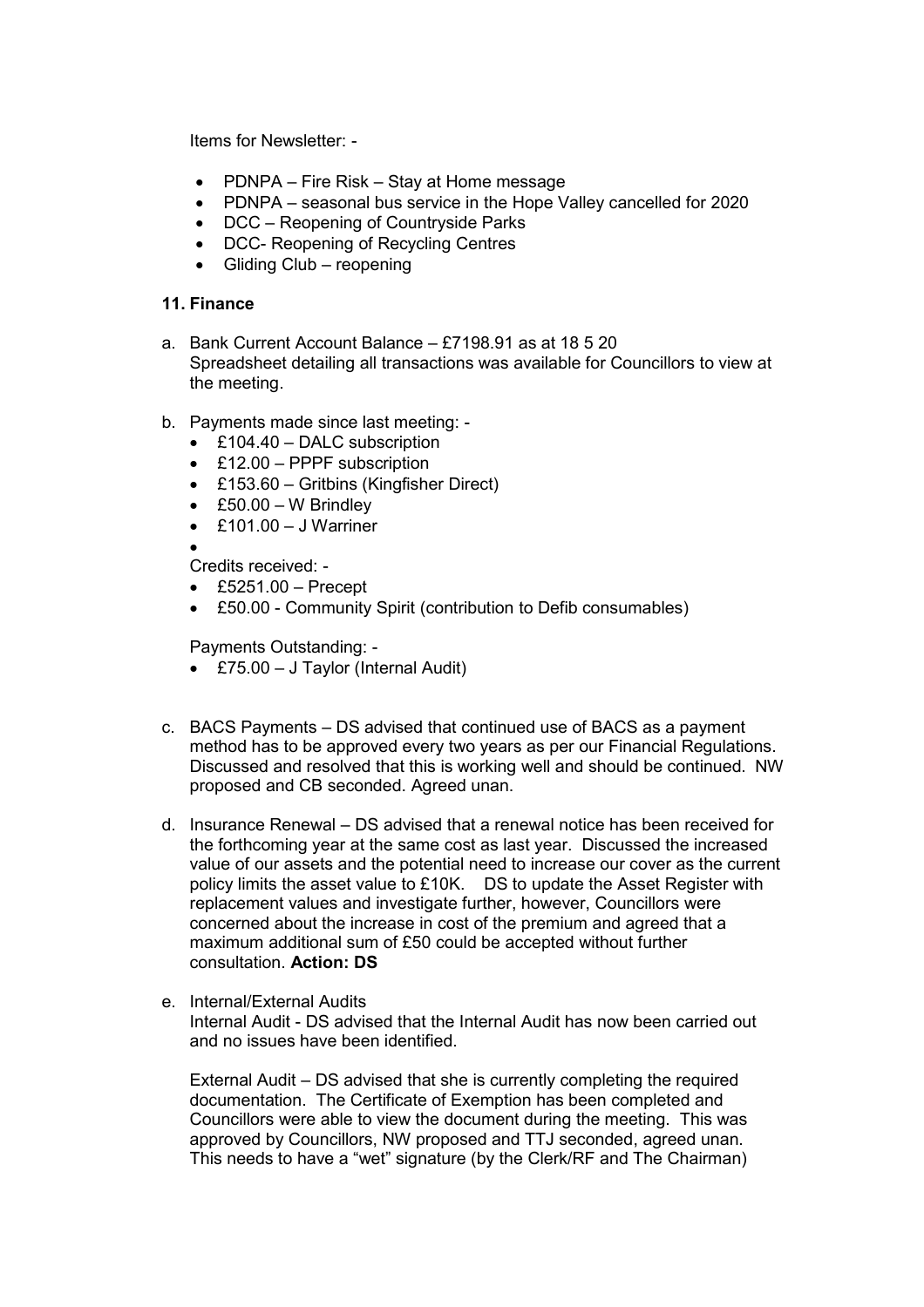Items for Newsletter: -

- PDNPA – Fire Risk – Stay at Home message
- PDNPA – seasonal bus service in the Hope Valley cancelled for 2020
- DCC – Reopening of Countryside Parks
- DCC- Reopening of Recycling Centres
- Gliding Club – reopening

**11. Finance**

a. Bank Current Account Balance – £7198.91 as at 18 5 20
Spreadsheet detailing all transactions was available for Councillors to view at the meeting.

b. Payments made since last meeting: -
   - £104.40 – DALC subscription
   - £12.00 – PPPF subscription
   - £153.60 – Gritbins (Kingfisher Direct)
   - £50.00 – W Brindley
   - £101.00 – J Warriner
   - 

   Credits received: -
   - £5251.00 – Precept
   - £50.00 - Community Spirit (contribution to Defib consumables)

   Payments Outstanding: -
   - £75.00 – J Taylor (Internal Audit)

c. BACS Payments – DS advised that continued use of BACS as a payment method has to be approved every two years as per our Financial Regulations. Discussed and resolved that this is working well and should be continued. NW proposed and CB seconded. Agreed unan.

d. Insurance Renewal – DS advised that a renewal notice has been received for the forthcoming year at the same cost as last year. Discussed the increased value of our assets and the potential need to increase our cover as the current policy limits the asset value to £10K. DS to update the Asset Register with replacement values and investigate further, however, Councillors were concerned about the increase in cost of the premium and agreed that a maximum additional sum of £50 could be accepted without further consultation. **Action: DS**

e. Internal/External Audits
Internal Audit - DS advised that the Internal Audit has now been carried out and no issues have been identified.

   External Audit – DS advised that she is currently completing the required documentation. The Certificate of Exemption has been completed and Councillors were able to view the document during the meeting. This was approved by Councillors, NW proposed and TTJ seconded, agreed unan. This needs to have a "wet" signature (by the Clerk/RF and The Chairman)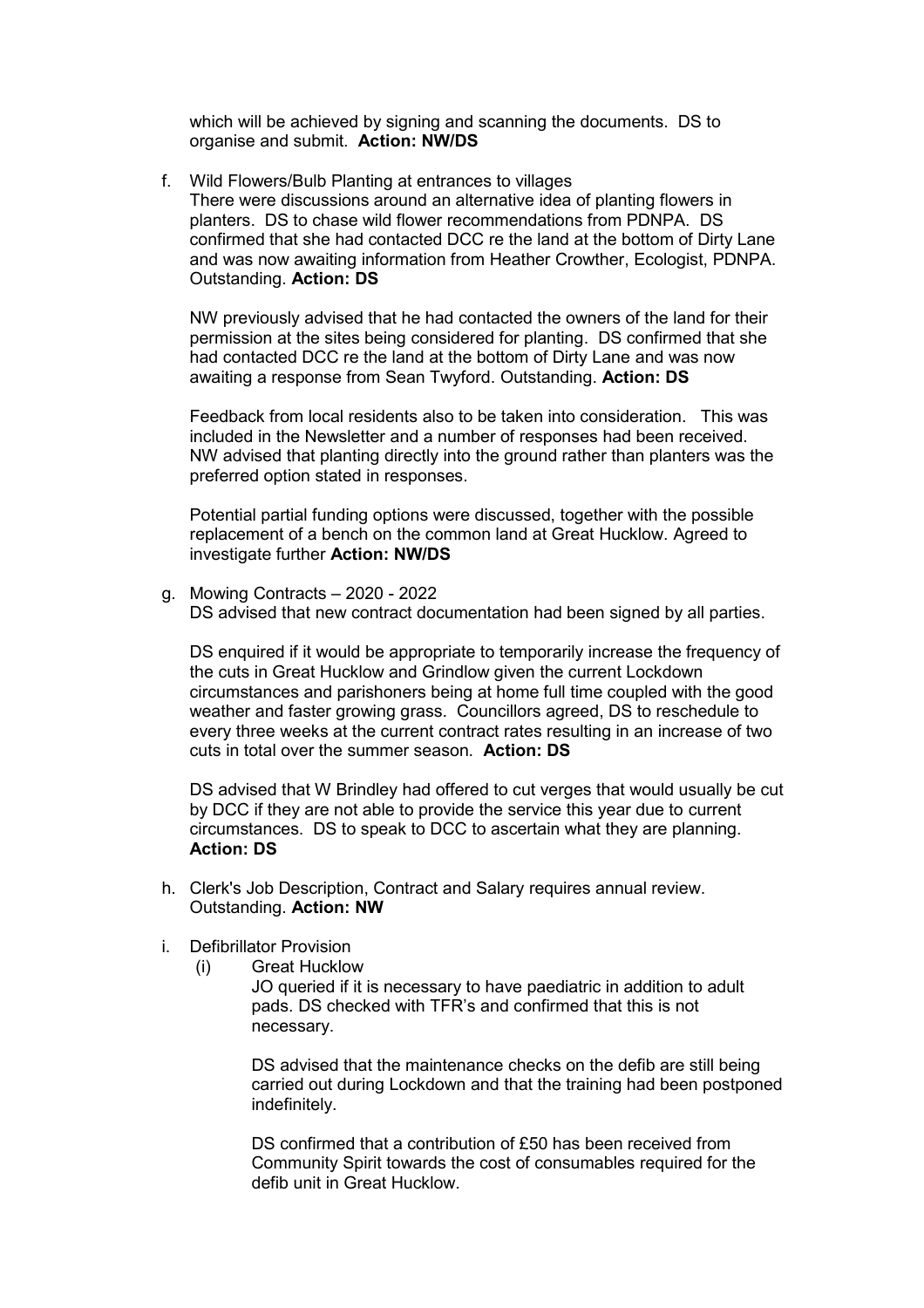which will be achieved by signing and scanning the documents. DS to organise and submit. **Action: NW/DS**

f. Wild Flowers/Bulb Planting at entrances to villages
   There were discussions around an alternative idea of planting flowers in planters. DS to chase wild flower recommendations from PDNPA. DS confirmed that she had contacted DCC re the land at the bottom of Dirty Lane and was now awaiting information from Heather Crowther, Ecologist, PDNPA. Outstanding. **Action: DS**

   NW previously advised that he had contacted the owners of the land for their permission at the sites being considered for planting. DS confirmed that she had contacted DCC re the land at the bottom of Dirty Lane and was now awaiting a response from Sean Twyford. Outstanding. **Action: DS**

   Feedback from local residents also to be taken into consideration. This was included in the Newsletter and a number of responses had been received. NW advised that planting directly into the ground rather than planters was the preferred option stated in responses.

   Potential partial funding options were discussed, together with the possible replacement of a bench on the common land at Great Hucklow. Agreed to investigate further **Action: NW/DS**

g. Mowing Contracts – 2020 - 2022
   DS advised that new contract documentation had been signed by all parties.

   DS enquired if it would be appropriate to temporarily increase the frequency of the cuts in Great Hucklow and Grindlow given the current Lockdown circumstances and parishoners being at home full time coupled with the good weather and faster growing grass. Councillors agreed, DS to reschedule to every three weeks at the current contract rates resulting in an increase of two cuts in total over the summer season. **Action: DS**

   DS advised that W Brindley had offered to cut verges that would usually be cut by DCC if they are not able to provide the service this year due to current circumstances. DS to speak to DCC to ascertain what they are planning. **Action: DS**

h. Clerk's Job Description, Contract and Salary requires annual review. Outstanding. **Action: NW**

i. Defibrillator Provision
   (i) Great Hucklow
   JO queried if it is necessary to have paediatric in addition to adult pads. DS checked with TFR's and confirmed that this is not necessary.

   DS advised that the maintenance checks on the defib are still being carried out during Lockdown and that the training had been postponed indefinitely.

   DS confirmed that a contribution of £50 has been received from Community Spirit towards the cost of consumables required for the defib unit in Great Hucklow.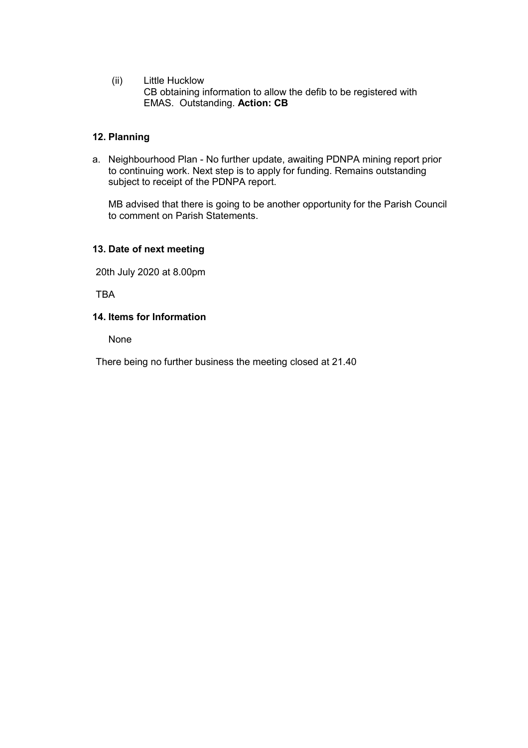(ii) Little Hucklow
CB obtaining information to allow the defib to be registered with EMAS. Outstanding. **Action: CB**

## 12. Planning

a. Neighbourhood Plan - No further update, awaiting PDNPA mining report prior to continuing work. Next step is to apply for funding. Remains outstanding subject to receipt of the PDNPA report.

   MB advised that there is going to be another opportunity for the Parish Council to comment on Parish Statements.

## 13. Date of next meeting

20th July 2020 at 8.00pm

TBA

## 14. Items for Information

None

There being no further business the meeting closed at 21.40